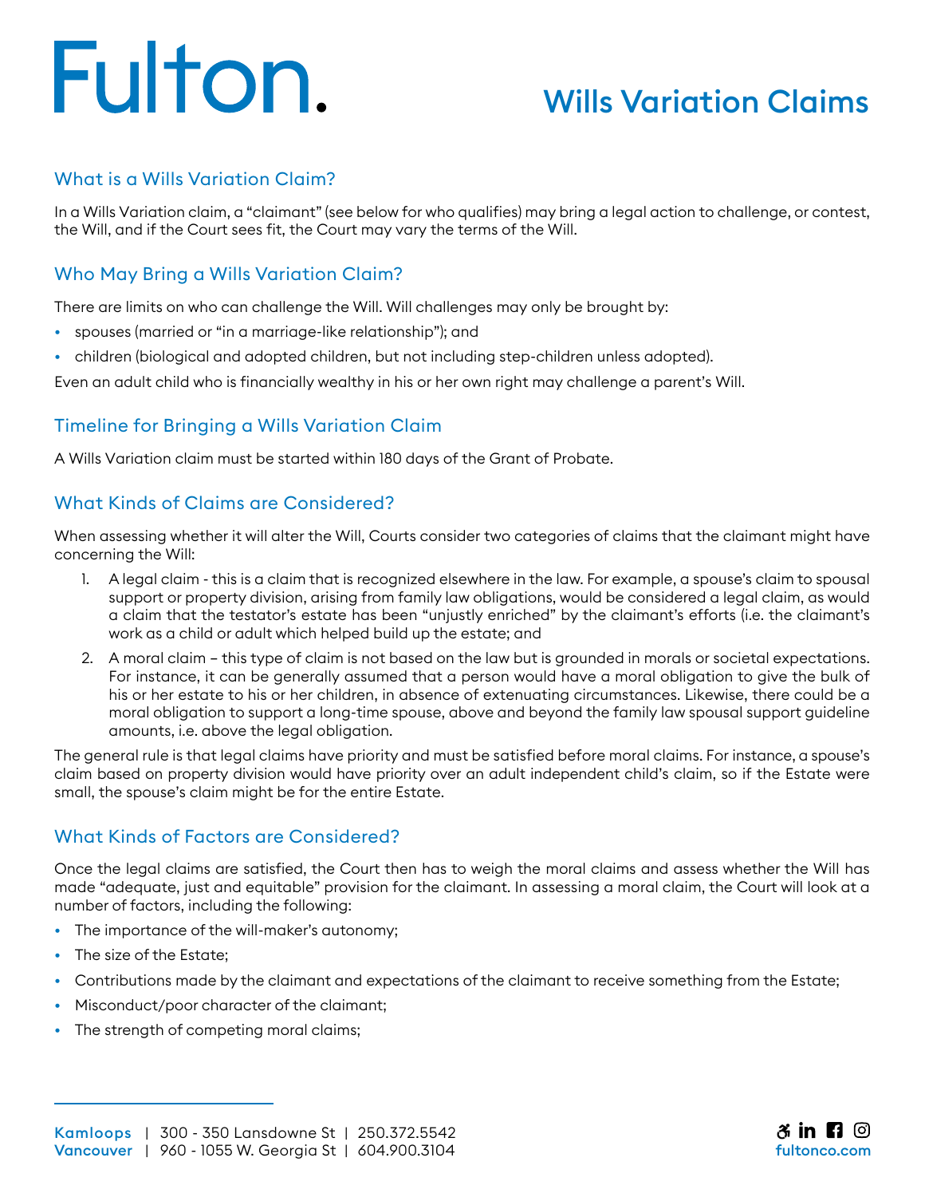# Fulton.

# Wills Variation Claims

## What is a Wills Variation Claim?

In a Wills Variation claim, a "claimant" (see below for who qualifies) may bring a legal action to challenge, or contest, the Will, and if the Court sees fit, the Court may vary the terms of the Will.

## Who May Bring a Wills Variation Claim?

There are limits on who can challenge the Will. Will challenges may only be brought by:

- spouses (married or "in a marriage-like relationship"); and
- children (biological and adopted children, but not including step-children unless adopted).

Even an adult child who is financially wealthy in his or her own right may challenge a parent's Will.

## Timeline for Bringing a Wills Variation Claim

A Wills Variation claim must be started within 180 days of the Grant of Probate.

## What Kinds of Claims are Considered?

When assessing whether it will alter the Will, Courts consider two categories of claims that the claimant might have concerning the Will:

1. A legal claim - this is a claim that is recognized elsewhere in the law. For example, a spouse's claim to spousal support or property division, arising from family law obligations, would be considered a legal claim, as would a claim that the testator's estate has been "unjustly enriched" by the claimant's efforts (i.e. the claimant's work as a child or adult which helped build up the estate; and
2. A moral claim – this type of claim is not based on the law but is grounded in morals or societal expectations. For instance, it can be generally assumed that a person would have a moral obligation to give the bulk of his or her estate to his or her children, in absence of extenuating circumstances. Likewise, there could be a moral obligation to support a long-time spouse, above and beyond the family law spousal support guideline amounts, i.e. above the legal obligation.

The general rule is that legal claims have priority and must be satisfied before moral claims. For instance, a spouse's claim based on property division would have priority over an adult independent child's claim, so if the Estate were small, the spouse's claim might be for the entire Estate.

## What Kinds of Factors are Considered?

Once the legal claims are satisfied, the Court then has to weigh the moral claims and assess whether the Will has made "adequate, just and equitable" provision for the claimant. In assessing a moral claim, the Court will look at a number of factors, including the following:

- The importance of the will-maker's autonomy;
- The size of the Estate;
- Contributions made by the claimant and expectations of the claimant to receive something from the Estate;
- Misconduct/poor character of the claimant;
- The strength of competing moral claims;

**Kamloops** | 300 - 350 Lansdowne St | 250.372.5542
**Vancouver** | 960 - 1055 W. Georgia St | 604.900.3104

fultonco.com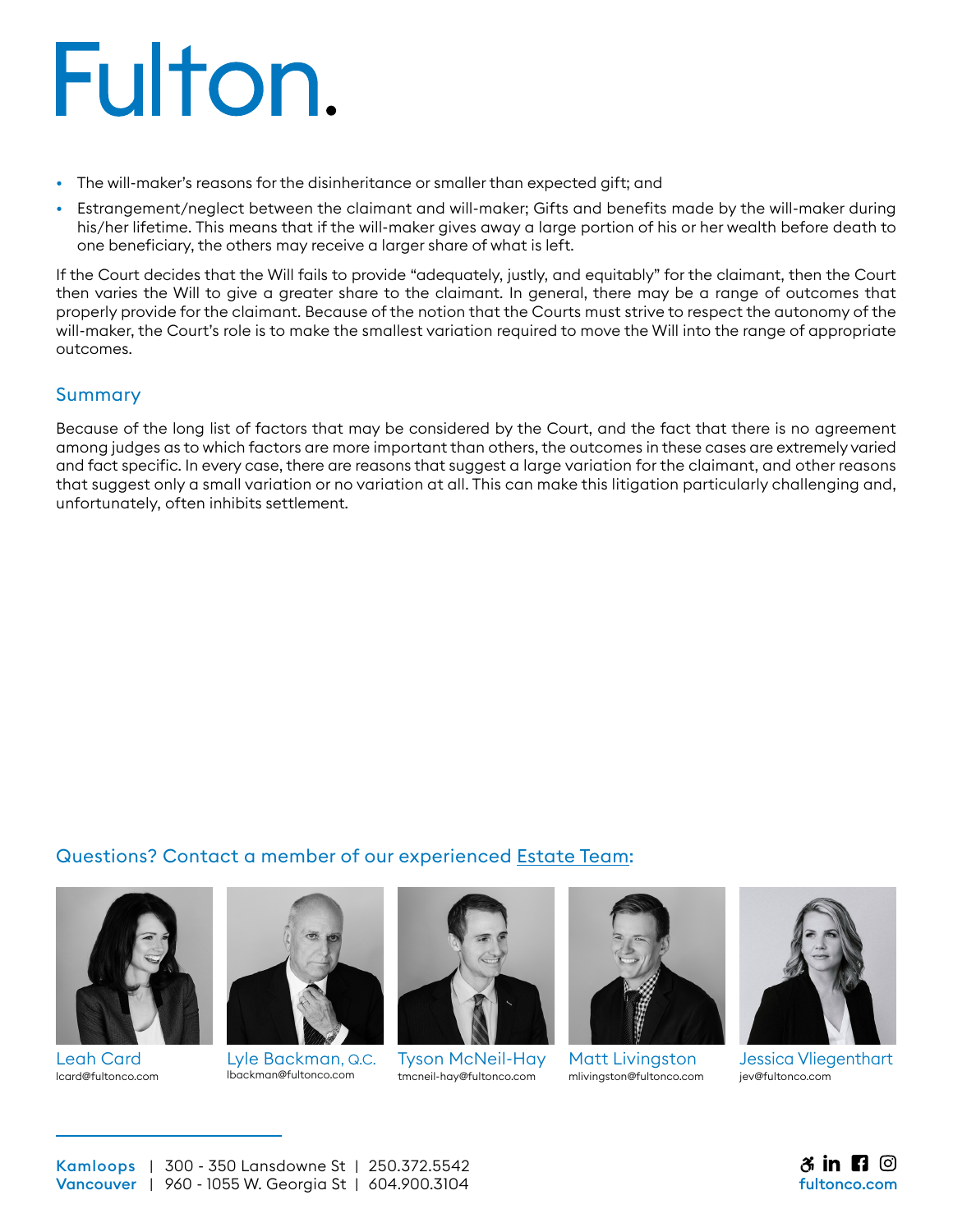- The will-maker's reasons for the disinheritance or smaller than expected gift; and
- Estrangement/neglect between the claimant and will-maker; Gifts and benefits made by the will-maker during his/her lifetime. This means that if the will-maker gives away a large portion of his or her wealth before death to one beneficiary, the others may receive a larger share of what is left.

If the Court decides that the Will fails to provide "adequately, justly, and equitably" for the claimant, then the Court then varies the Will to give a greater share to the claimant. In general, there may be a range of outcomes that properly provide for the claimant. Because of the notion that the Courts must strive to respect the autonomy of the will-maker, the Court's role is to make the smallest variation required to move the Will into the range of appropriate outcomes.

## Summary

Because of the long list of factors that may be considered by the Court, and the fact that there is no agreement among judges as to which factors are more important than others, the outcomes in these cases are extremely varied and fact specific. In every case, there are reasons that suggest a large variation for the claimant, and other reasons that suggest only a small variation or no variation at all. This can make this litigation particularly challenging and, unfortunately, often inhibits settlement.

## Questions? Contact a member of our experienced Estate Team:

Leah Card
lcard@fultonco.com

Lyle Backman, Q.C.
lbackman@fultonco.com

Tyson McNeil-Hay
tmcneil-hay@fultonco.com

Matt Livingston
mlivingston@fultonco.com

Jessica Vliegenthart
jev@fultonco.com

**Kamloops** | 300 - 350 Lansdowne St | 250.372.5542
**Vancouver** | 960 - 1055 W. Georgia St | 604.900.3104

**fultonco.com**